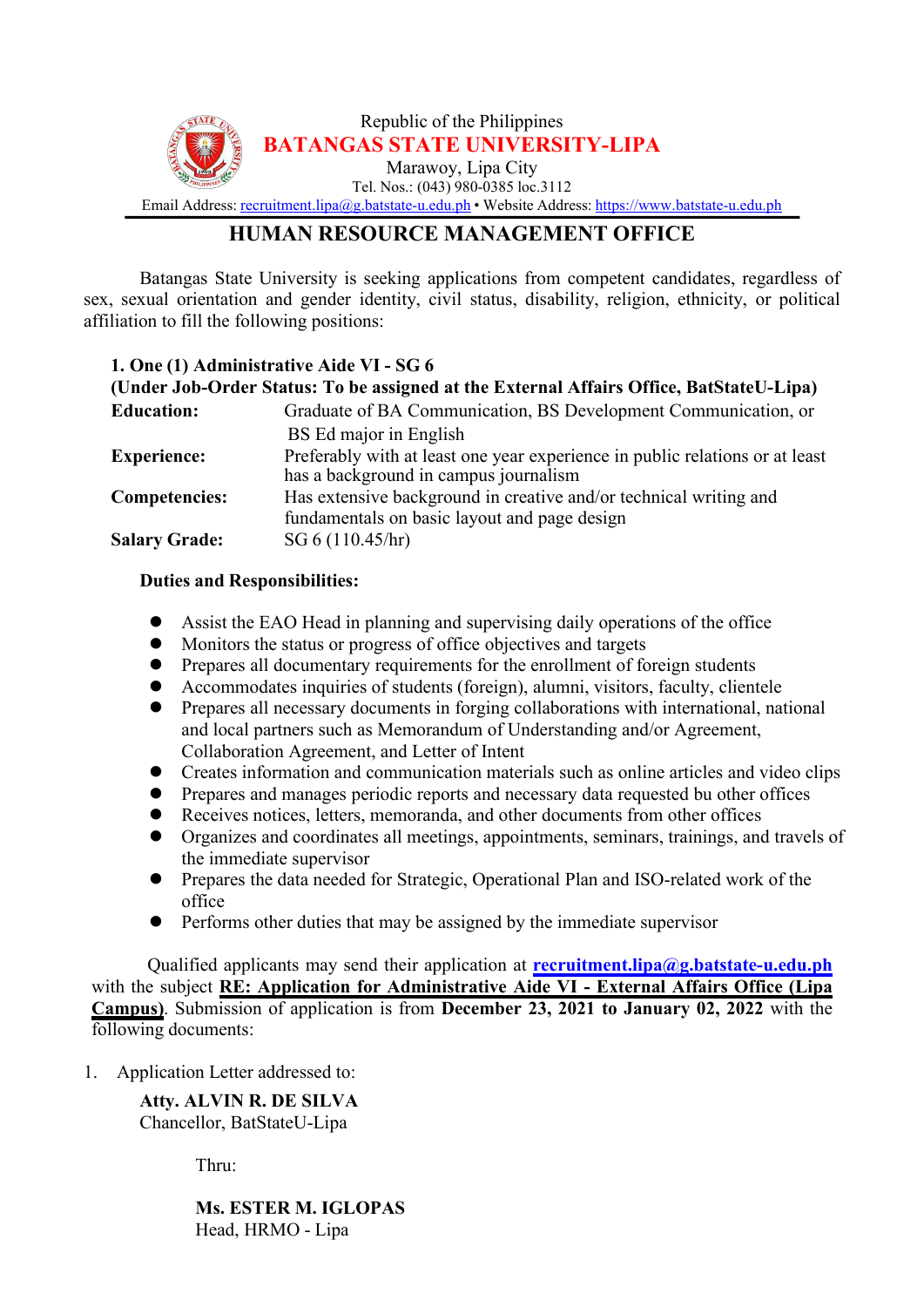Republic of the Philippines
**BATANGAS STATE UNIVERSITY-LIPA**
Marawoy, Lipa City
Tel. Nos.: (043) 980-0385 loc.3112
Email Address: recruitment.lipa@g.batstate-u.edu.ph • Website Address: https://www.batstate-u.edu.ph

# HUMAN RESOURCE MANAGEMENT OFFICE

Batangas State University is seeking applications from competent candidates, regardless of sex, sexual orientation and gender identity, civil status, disability, religion, ethnicity, or political affiliation to fill the following positions:

**1. One (1) Administrative Aide VI - SG 6**
**(Under Job-Order Status: To be assigned at the External Affairs Office, BatStateU-Lipa)**

| | |
|---|---|
| **Education:** | Graduate of BA Communication, BS Development Communication, or BS Ed major in English |
| **Experience:** | Preferably with at least one year experience in public relations or at least has a background in campus journalism |
| **Competencies:** | Has extensive background in creative and/or technical writing and fundamentals on basic layout and page design |
| **Salary Grade:** | SG 6 (110.45/hr) |

**Duties and Responsibilities:**

- Assist the EAO Head in planning and supervising daily operations of the office
- Monitors the status or progress of office objectives and targets
- Prepares all documentary requirements for the enrollment of foreign students
- Accommodates inquiries of students (foreign), alumni, visitors, faculty, clientele
- Prepares all necessary documents in forging collaborations with international, national and local partners such as Memorandum of Understanding and/or Agreement, Collaboration Agreement, and Letter of Intent
- Creates information and communication materials such as online articles and video clips
- Prepares and manages periodic reports and necessary data requested bu other offices
- Receives notices, letters, memoranda, and other documents from other offices
- Organizes and coordinates all meetings, appointments, seminars, trainings, and travels of the immediate supervisor
- Prepares the data needed for Strategic, Operational Plan and ISO-related work of the office
- Performs other duties that may be assigned by the immediate supervisor

Qualified applicants may send their application at **recruitment.lipa@g.batstate-u.edu.ph** with the subject **RE: Application for Administrative Aide VI - External Affairs Office (Lipa Campus)**. Submission of application is from **December 23, 2021 to January 02, 2022** with the following documents:

1. Application Letter addressed to:

   **Atty. ALVIN R. DE SILVA**
   Chancellor, BatStateU-Lipa

   Thru:

   **Ms. ESTER M. IGLOPAS**
   Head, HRMO - Lipa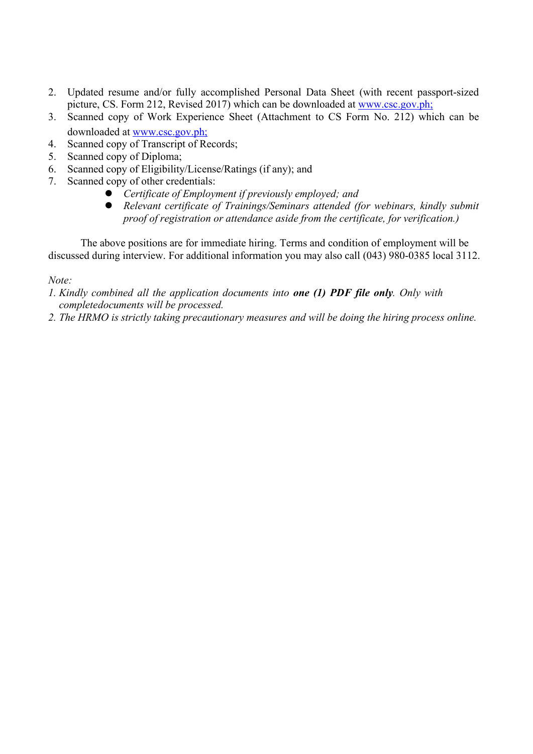2. Updated resume and/or fully accomplished Personal Data Sheet (with recent passport-sized picture, CS. Form 212, Revised 2017) which can be downloaded at [www.csc.gov.ph;](http://www.csc.gov.ph)
3. Scanned copy of Work Experience Sheet (Attachment to CS Form No. 212) which can be downloaded at [www.csc.gov.ph;](http://www.csc.gov.ph)
4. Scanned copy of Transcript of Records;
5. Scanned copy of Diploma;
6. Scanned copy of Eligibility/License/Ratings (if any); and
7. Scanned copy of other credentials:
    - *Certificate of Employment if previously employed; and*
    - *Relevant certificate of Trainings/Seminars attended (for webinars, kindly submit proof of registration or attendance aside from the certificate, for verification.)*

The above positions are for immediate hiring. Terms and condition of employment will be discussed during interview. For additional information you may also call (043) 980-0385 local 3112.

*Note:*

*1. Kindly combined all the application documents into **one (1) PDF file only**. Only with completedocuments will be processed.*

*2. The HRMO is strictly taking precautionary measures and will be doing the hiring process online.*